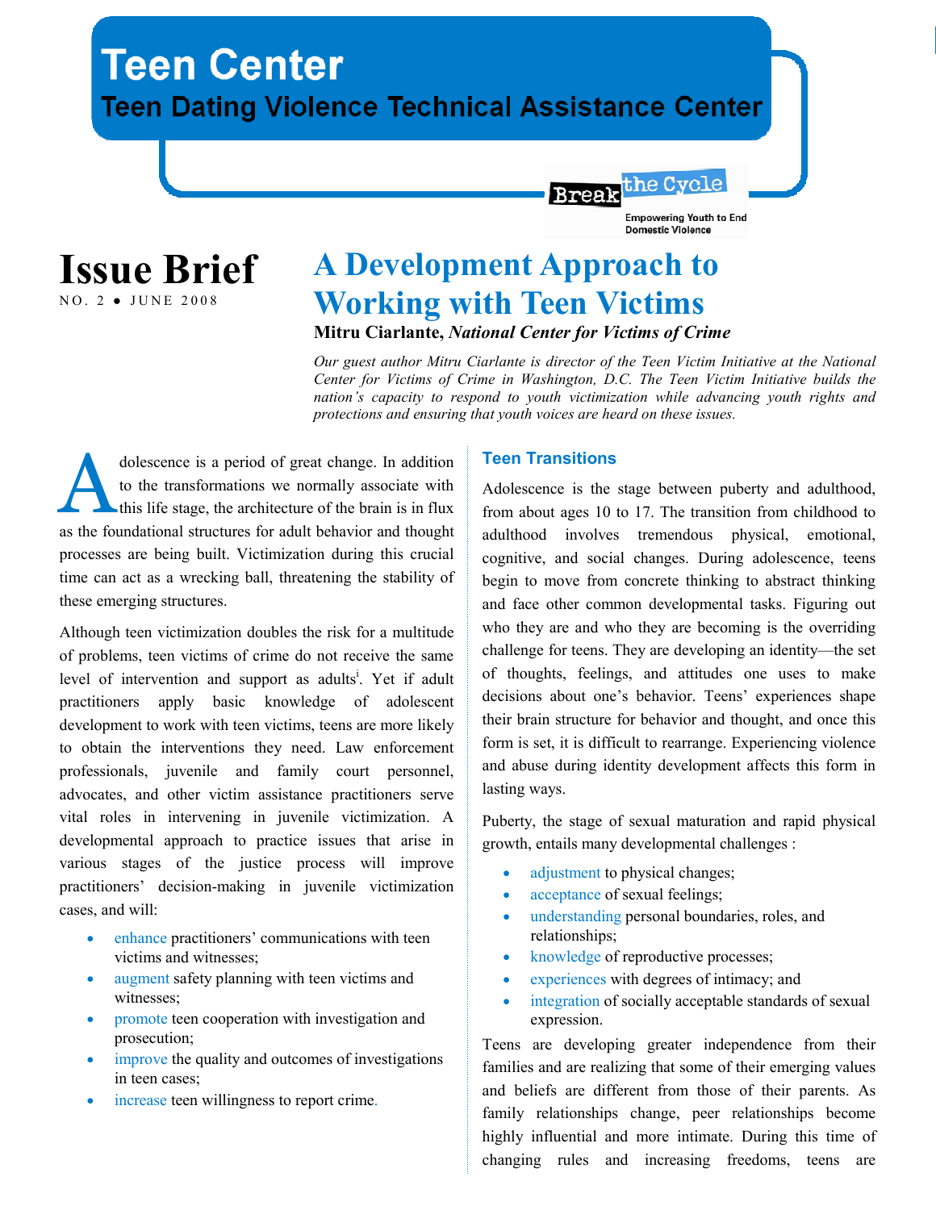# Teen Center

## Teen Dating Violence Technical Assistance Center

Break the Cycle

Empowering Youth to End Domestic Violence

# Issue Brief

NO. 2 • JUNE 2008

# A Development Approach to Working with Teen Victims

**Mitru Ciarlante,** ***National Center for Victims of Crime***

*Our guest author Mitru Ciarlante is director of the Teen Victim Initiative at the National Center for Victims of Crime in Washington, D.C. The Teen Victim Initiative builds the nation's capacity to respond to youth victimization while advancing youth rights and protections and ensuring that youth voices are heard on these issues.*

Adolescence is a period of great change. In addition to the transformations we normally associate with this life stage, the architecture of the brain is in flux as the foundational structures for adult behavior and thought processes are being built. Victimization during this crucial time can act as a wrecking ball, threatening the stability of these emerging structures.

Although teen victimization doubles the risk for a multitude of problems, teen victims of crime do not receive the same level of intervention and support as adults[i]. Yet if adult practitioners apply basic knowledge of adolescent development to work with teen victims, teens are more likely to obtain the interventions they need. Law enforcement professionals, juvenile and family court personnel, advocates, and other victim assistance practitioners serve vital roles in intervening in juvenile victimization. A developmental approach to practice issues that arise in various stages of the justice process will improve practitioners' decision-making in juvenile victimization cases, and will:

- enhance practitioners' communications with teen victims and witnesses;
- augment safety planning with teen victims and witnesses;
- promote teen cooperation with investigation and prosecution;
- improve the quality and outcomes of investigations in teen cases;
- increase teen willingness to report crime.

### Teen Transitions

Adolescence is the stage between puberty and adulthood, from about ages 10 to 17. The transition from childhood to adulthood involves tremendous physical, emotional, cognitive, and social changes. During adolescence, teens begin to move from concrete thinking to abstract thinking and face other common developmental tasks. Figuring out who they are and who they are becoming is the overriding challenge for teens. They are developing an identity—the set of thoughts, feelings, and attitudes one uses to make decisions about one's behavior. Teens' experiences shape their brain structure for behavior and thought, and once this form is set, it is difficult to rearrange. Experiencing violence and abuse during identity development affects this form in lasting ways.

Puberty, the stage of sexual maturation and rapid physical growth, entails many developmental challenges :

- adjustment to physical changes;
- acceptance of sexual feelings;
- understanding personal boundaries, roles, and relationships;
- knowledge of reproductive processes;
- experiences with degrees of intimacy; and
- integration of socially acceptable standards of sexual expression.

Teens are developing greater independence from their families and are realizing that some of their emerging values and beliefs are different from those of their parents. As family relationships change, peer relationships become highly influential and more intimate. During this time of changing rules and increasing freedoms, teens are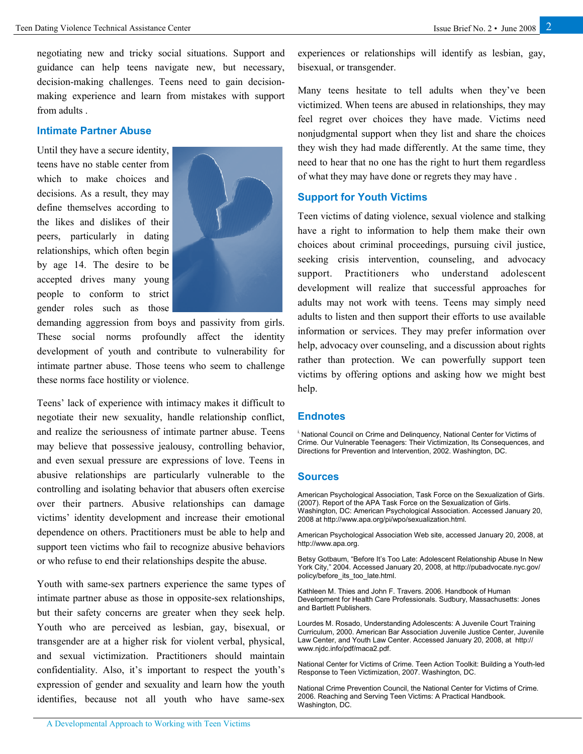negotiating new and tricky social situations. Support and guidance can help teens navigate new, but necessary, decision-making challenges. Teens need to gain decision-making experience and learn from mistakes with support from adults .

## Intimate Partner Abuse

Until they have a secure identity, teens have no stable center from which to make choices and decisions. As a result, they may define themselves according to the likes and dislikes of their peers, particularly in dating relationships, which often begin by age 14. The desire to be accepted drives many young people to conform to strict gender roles such as those demanding aggression from boys and passivity from girls. These social norms profoundly affect the identity development of youth and contribute to vulnerability for intimate partner abuse. Those teens who seem to challenge these norms face hostility or violence.

Teens' lack of experience with intimacy makes it difficult to negotiate their new sexuality, handle relationship conflict, and realize the seriousness of intimate partner abuse. Teens may believe that possessive jealousy, controlling behavior, and even sexual pressure are expressions of love. Teens in abusive relationships are particularly vulnerable to the controlling and isolating behavior that abusers often exercise over their partners. Abusive relationships can damage victims' identity development and increase their emotional dependence on others. Practitioners must be able to help and support teen victims who fail to recognize abusive behaviors or who refuse to end their relationships despite the abuse.

Youth with same-sex partners experience the same types of intimate partner abuse as those in opposite-sex relationships, but their safety concerns are greater when they seek help. Youth who are perceived as lesbian, gay, bisexual, or transgender are at a higher risk for violent verbal, physical, and sexual victimization. Practitioners should maintain confidentiality. Also, it's important to respect the youth's expression of gender and sexuality and learn how the youth identifies, because not all youth who have same-sex experiences or relationships will identify as lesbian, gay, bisexual, or transgender.

Many teens hesitate to tell adults when they've been victimized. When teens are abused in relationships, they may feel regret over choices they have made. Victims need nonjudgmental support when they list and share the choices they wish they had made differently. At the same time, they need to hear that no one has the right to hurt them regardless of what they may have done or regrets they may have .

## Support for Youth Victims

Teen victims of dating violence, sexual violence and stalking have a right to information to help them make their own choices about criminal proceedings, pursuing civil justice, seeking crisis intervention, counseling, and advocacy support. Practitioners who understand adolescent development will realize that successful approaches for adults may not work with teens. Teens may simply need adults to listen and then support their efforts to use available information or services. They may prefer information over help, advocacy over counseling, and a discussion about rights rather than protection. We can powerfully support teen victims by offering options and asking how we might best help.

## Endnotes

[i] National Council on Crime and Delinquency, National Center for Victims of Crime. Our Vulnerable Teenagers: Their Victimization, Its Consequences, and Directions for Prevention and Intervention, 2002. Washington, DC.

## Sources

American Psychological Association, Task Force on the Sexualization of Girls. (2007). Report of the APA Task Force on the Sexualization of Girls. Washington, DC: American Psychological Association. Accessed January 20, 2008 at http://www.apa.org/pi/wpo/sexualization.html.

American Psychological Association Web site, accessed January 20, 2008, at http://www.apa.org.

Betsy Gotbaum, "Before It's Too Late: Adolescent Relationship Abuse In New York City," 2004. Accessed January 20, 2008, at http://pubadvocate.nyc.gov/policy/before_its_too_late.html.

Kathleen M. Thies and John F. Travers. 2006. Handbook of Human Development for Health Care Professionals. Sudbury, Massachusetts: Jones and Bartlett Publishers.

Lourdes M. Rosado, Understanding Adolescents: A Juvenile Court Training Curriculum, 2000. American Bar Association Juvenile Justice Center, Juvenile Law Center, and Youth Law Center. Accessed January 20, 2008, at http://www.njdc.info/pdf/maca2.pdf.

National Center for Victims of Crime. Teen Action Toolkit: Building a Youth-led Response to Teen Victimization, 2007. Washington, DC.

National Crime Prevention Council, the National Center for Victims of Crime. 2006. Reaching and Serving Teen Victims: A Practical Handbook. Washington, DC.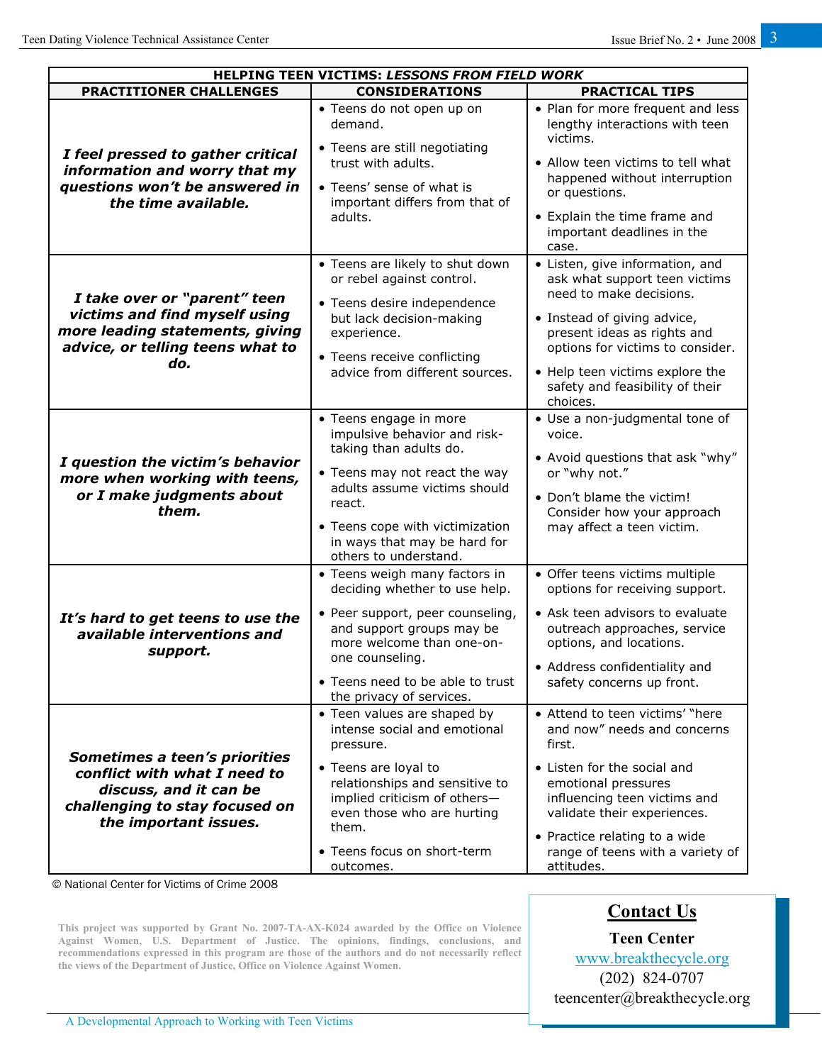| HELPING TEEN VICTIMS: *LESSONS FROM FIELD WORK* | | |
|---|---|---|
| **PRACTITIONER CHALLENGES** | **CONSIDERATIONS** | **PRACTICAL TIPS** |
| ***I feel pressed to gather critical information and worry that my questions won't be answered in the time available.*** | • Teens do not open up on demand.<br>• Teens are still negotiating trust with adults.<br>• Teens' sense of what is important differs from that of adults. | • Plan for more frequent and less lengthy interactions with teen victims.<br>• Allow teen victims to tell what happened without interruption or questions.<br>• Explain the time frame and important deadlines in the case. |
| ***I take over or "parent" teen victims and find myself using more leading statements, giving advice, or telling teens what to do.*** | • Teens are likely to shut down or rebel against control.<br>• Teens desire independence but lack decision-making experience.<br>• Teens receive conflicting advice from different sources. | • Listen, give information, and ask what support teen victims need to make decisions.<br>• Instead of giving advice, present ideas as rights and options for victims to consider.<br>• Help teen victims explore the safety and feasibility of their choices. |
| ***I question the victim's behavior more when working with teens, or I make judgments about them.*** | • Teens engage in more impulsive behavior and risk-taking than adults do.<br>• Teens may not react the way adults assume victims should react.<br>• Teens cope with victimization in ways that may be hard for others to understand. | • Use a non-judgmental tone of voice.<br>• Avoid questions that ask "why" or "why not."<br>• Don't blame the victim! Consider how your approach may affect a teen victim. |
| ***It's hard to get teens to use the available interventions and support.*** | • Teens weigh many factors in deciding whether to use help.<br>• Peer support, peer counseling, and support groups may be more welcome than one-on-one counseling.<br>• Teens need to be able to trust the privacy of services. | • Offer teens victims multiple options for receiving support.<br>• Ask teen advisors to evaluate outreach approaches, service options, and locations.<br>• Address confidentiality and safety concerns up front. |
| ***Sometimes a teen's priorities conflict with what I need to discuss, and it can be challenging to stay focused on the important issues.*** | • Teen values are shaped by intense social and emotional pressure.<br>• Teens are loyal to relationships and sensitive to implied criticism of others—even those who are hurting them.<br>• Teens focus on short-term outcomes. | • Attend to teen victims' "here and now" needs and concerns first.<br>• Listen for the social and emotional pressures influencing teen victims and validate their experiences.<br>• Practice relating to a wide range of teens with a variety of attitudes. |

© National Center for Victims of Crime 2008

This project was supported by Grant No. 2007-TA-AX-K024 awarded by the Office on Violence Against Women, U.S. Department of Justice. The opinions, findings, conclusions, and recommendations expressed in this program are those of the authors and do not necessarily reflect the views of the Department of Justice, Office on Violence Against Women.

## Contact Us

**Teen Center**

www.breakthecycle.org

(202) 824-0707

teencenter@breakthecycle.org